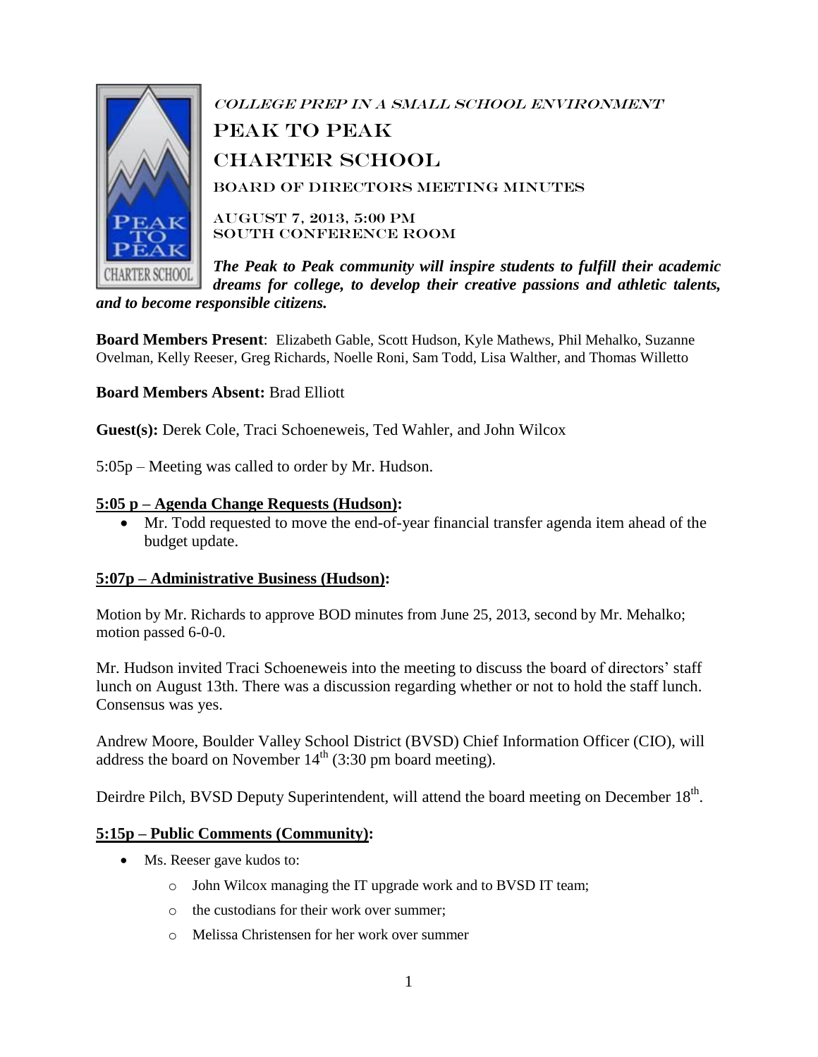College Prep in a Small School Environment

# Peak to Peak Charter School

## Board of Directors Meeting Minutes

August 7, 2013, 5:00 PM
South Conference Room

***The Peak to Peak community will inspire students to fulfill their academic dreams for college, to develop their creative passions and athletic talents, and to become responsible citizens.***

**Board Members Present**: Elizabeth Gable, Scott Hudson, Kyle Mathews, Phil Mehalko, Suzanne Ovelman, Kelly Reeser, Greg Richards, Noelle Roni, Sam Todd, Lisa Walther, and Thomas Willetto

**Board Members Absent:** Brad Elliott

**Guest(s):** Derek Cole, Traci Schoeneweis, Ted Wahler, and John Wilcox

5:05p – Meeting was called to order by Mr. Hudson.

**5:05 p – Agenda Change Requests (Hudson):**

- Mr. Todd requested to move the end-of-year financial transfer agenda item ahead of the budget update.

**5:07p – Administrative Business (Hudson):**

Motion by Mr. Richards to approve BOD minutes from June 25, 2013, second by Mr. Mehalko; motion passed 6-0-0.

Mr. Hudson invited Traci Schoeneweis into the meeting to discuss the board of directors' staff lunch on August 13th. There was a discussion regarding whether or not to hold the staff lunch. Consensus was yes.

Andrew Moore, Boulder Valley School District (BVSD) Chief Information Officer (CIO), will address the board on November 14th (3:30 pm board meeting).

Deirdre Pilch, BVSD Deputy Superintendent, will attend the board meeting on December 18th.

**5:15p – Public Comments (Community):**

- Ms. Reeser gave kudos to:
  - John Wilcox managing the IT upgrade work and to BVSD IT team;
  - the custodians for their work over summer;
  - Melissa Christensen for her work over summer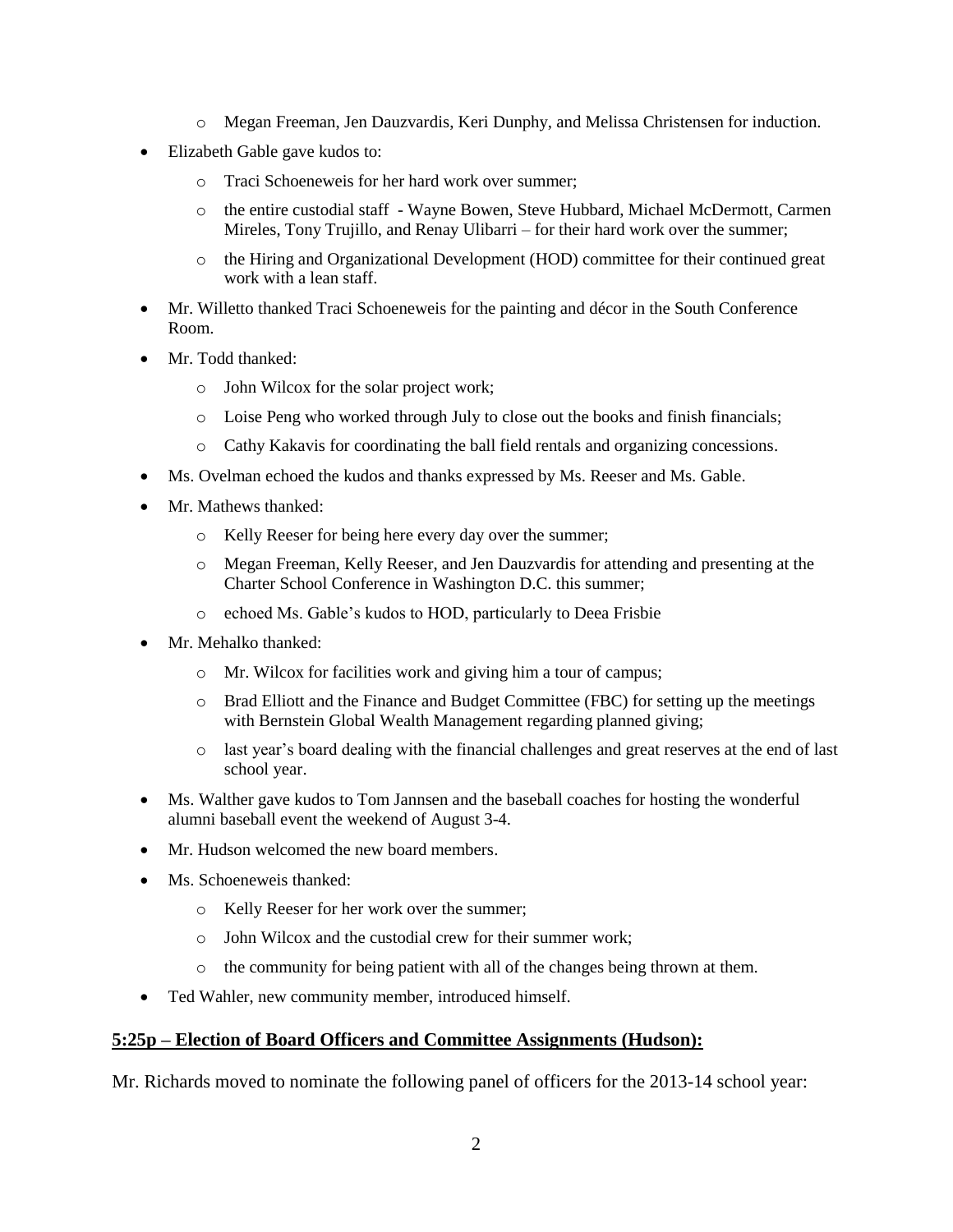- Megan Freeman, Jen Dauzvardis, Keri Dunphy, and Melissa Christensen for induction.
- Elizabeth Gable gave kudos to:
    - Traci Schoeneweis for her hard work over summer;
    - the entire custodial staff - Wayne Bowen, Steve Hubbard, Michael McDermott, Carmen Mireles, Tony Trujillo, and Renay Ulibarri – for their hard work over the summer;
    - the Hiring and Organizational Development (HOD) committee for their continued great work with a lean staff.
- Mr. Willetto thanked Traci Schoeneweis for the painting and décor in the South Conference Room.
- Mr. Todd thanked:
    - John Wilcox for the solar project work;
    - Loise Peng who worked through July to close out the books and finish financials;
    - Cathy Kakavis for coordinating the ball field rentals and organizing concessions.
- Ms. Ovelman echoed the kudos and thanks expressed by Ms. Reeser and Ms. Gable.
- Mr. Mathews thanked:
    - Kelly Reeser for being here every day over the summer;
    - Megan Freeman, Kelly Reeser, and Jen Dauzvardis for attending and presenting at the Charter School Conference in Washington D.C. this summer;
    - echoed Ms. Gable's kudos to HOD, particularly to Deea Frisbie
- Mr. Mehalko thanked:
    - Mr. Wilcox for facilities work and giving him a tour of campus;
    - Brad Elliott and the Finance and Budget Committee (FBC) for setting up the meetings with Bernstein Global Wealth Management regarding planned giving;
    - last year's board dealing with the financial challenges and great reserves at the end of last school year.
- Ms. Walther gave kudos to Tom Jannsen and the baseball coaches for hosting the wonderful alumni baseball event the weekend of August 3-4.
- Mr. Hudson welcomed the new board members.
- Ms. Schoeneweis thanked:
    - Kelly Reeser for her work over the summer;
    - John Wilcox and the custodial crew for their summer work;
    - the community for being patient with all of the changes being thrown at them.
- Ted Wahler, new community member, introduced himself.

**5:25p – Election of Board Officers and Committee Assignments (Hudson):**

Mr. Richards moved to nominate the following panel of officers for the 2013-14 school year: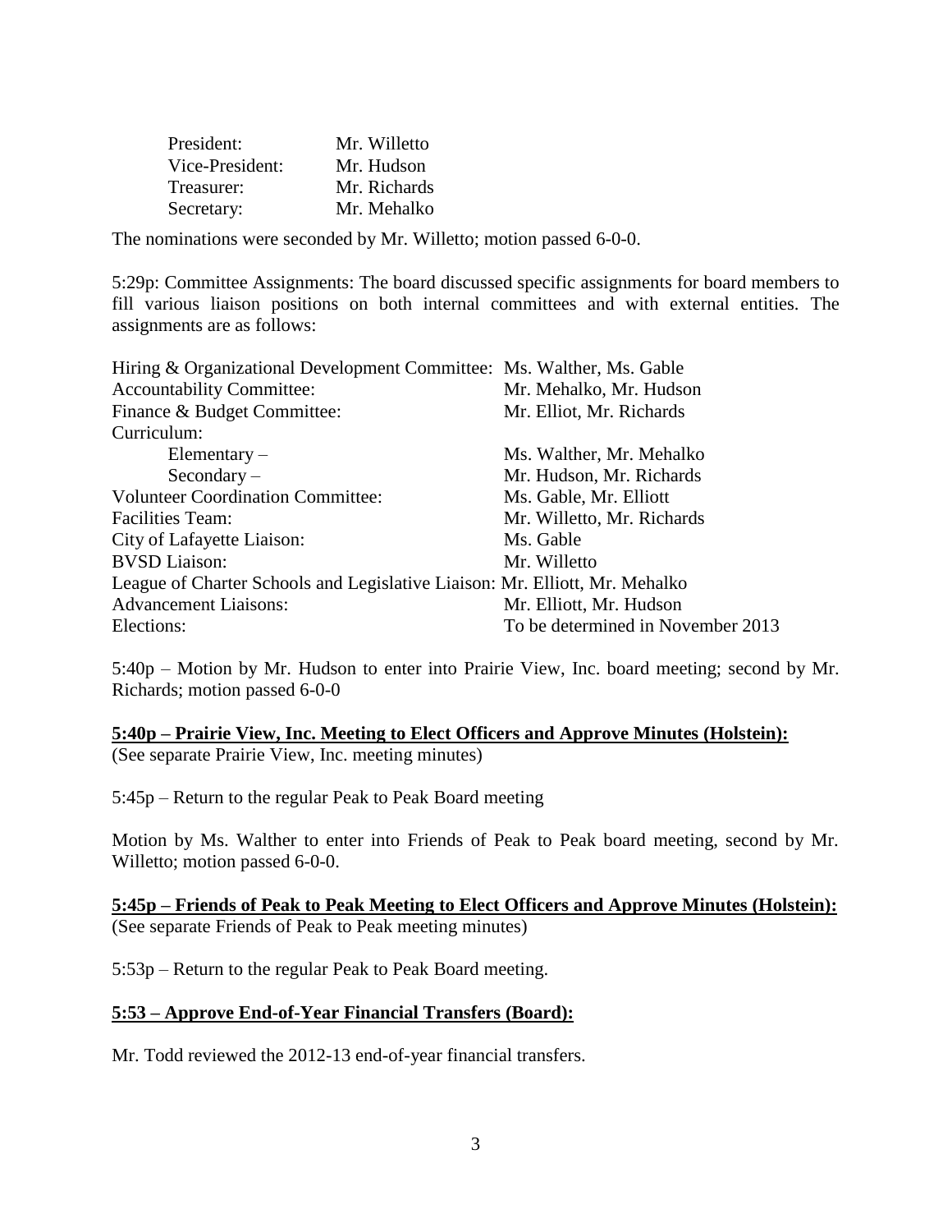| | |
|---|---|
| President: | Mr. Willetto |
| Vice-President: | Mr. Hudson |
| Treasurer: | Mr. Richards |
| Secretary: | Mr. Mehalko |

The nominations were seconded by Mr. Willetto; motion passed 6-0-0.

5:29p: Committee Assignments: The board discussed specific assignments for board members to fill various liaison positions on both internal committees and with external entities. The assignments are as follows:

| | |
|---|---|
| Hiring & Organizational Development Committee: | Ms. Walther, Ms. Gable |
| Accountability Committee: | Mr. Mehalko, Mr. Hudson |
| Finance & Budget Committee: | Mr. Elliot, Mr. Richards |
| Curriculum: | |
| Elementary – | Ms. Walther, Mr. Mehalko |
| Secondary – | Mr. Hudson, Mr. Richards |
| Volunteer Coordination Committee: | Ms. Gable, Mr. Elliott |
| Facilities Team: | Mr. Willetto, Mr. Richards |
| City of Lafayette Liaison: | Ms. Gable |
| BVSD Liaison: | Mr. Willetto |
| League of Charter Schools and Legislative Liaison: | Mr. Elliott, Mr. Mehalko |
| Advancement Liaisons: | Mr. Elliott, Mr. Hudson |
| Elections: | To be determined in November 2013 |

5:40p – Motion by Mr. Hudson to enter into Prairie View, Inc. board meeting; second by Mr. Richards; motion passed 6-0-0

**5:40p – Prairie View, Inc. Meeting to Elect Officers and Approve Minutes (Holstein):**
(See separate Prairie View, Inc. meeting minutes)

5:45p – Return to the regular Peak to Peak Board meeting

Motion by Ms. Walther to enter into Friends of Peak to Peak board meeting, second by Mr. Willetto; motion passed 6-0-0.

**5:45p – Friends of Peak to Peak Meeting to Elect Officers and Approve Minutes (Holstein):**
(See separate Friends of Peak to Peak meeting minutes)

5:53p – Return to the regular Peak to Peak Board meeting.

**5:53 – Approve End-of-Year Financial Transfers (Board):**

Mr. Todd reviewed the 2012-13 end-of-year financial transfers.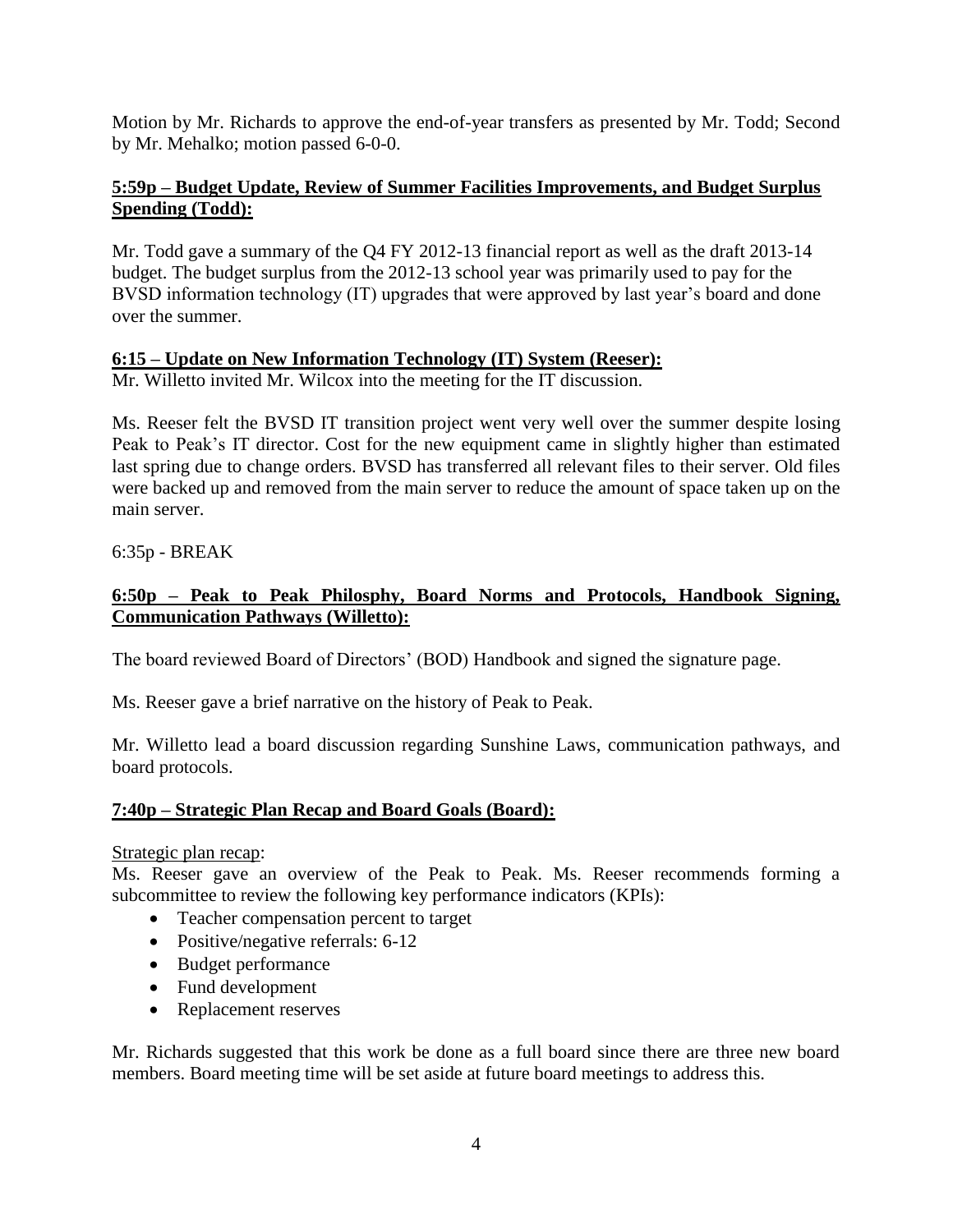Motion by Mr. Richards to approve the end-of-year transfers as presented by Mr. Todd; Second by Mr. Mehalko; motion passed 6-0-0.

**5:59p – Budget Update, Review of Summer Facilities Improvements, and Budget Surplus Spending (Todd):**

Mr. Todd gave a summary of the Q4 FY 2012-13 financial report as well as the draft 2013-14 budget. The budget surplus from the 2012-13 school year was primarily used to pay for the BVSD information technology (IT) upgrades that were approved by last year's board and done over the summer.

**6:15 – Update on New Information Technology (IT) System (Reeser):**

Mr. Willetto invited Mr. Wilcox into the meeting for the IT discussion.

Ms. Reeser felt the BVSD IT transition project went very well over the summer despite losing Peak to Peak's IT director. Cost for the new equipment came in slightly higher than estimated last spring due to change orders. BVSD has transferred all relevant files to their server. Old files were backed up and removed from the main server to reduce the amount of space taken up on the main server.

6:35p - BREAK

**6:50p – Peak to Peak Philosphy, Board Norms and Protocols, Handbook Signing, Communication Pathways (Willetto):**

The board reviewed Board of Directors' (BOD) Handbook and signed the signature page.

Ms. Reeser gave a brief narrative on the history of Peak to Peak.

Mr. Willetto lead a board discussion regarding Sunshine Laws, communication pathways, and board protocols.

**7:40p – Strategic Plan Recap and Board Goals (Board):**

Strategic plan recap:

Ms. Reeser gave an overview of the Peak to Peak. Ms. Reeser recommends forming a subcommittee to review the following key performance indicators (KPIs):

- Teacher compensation percent to target
- Positive/negative referrals: 6-12
- Budget performance
- Fund development
- Replacement reserves

Mr. Richards suggested that this work be done as a full board since there are three new board members. Board meeting time will be set aside at future board meetings to address this.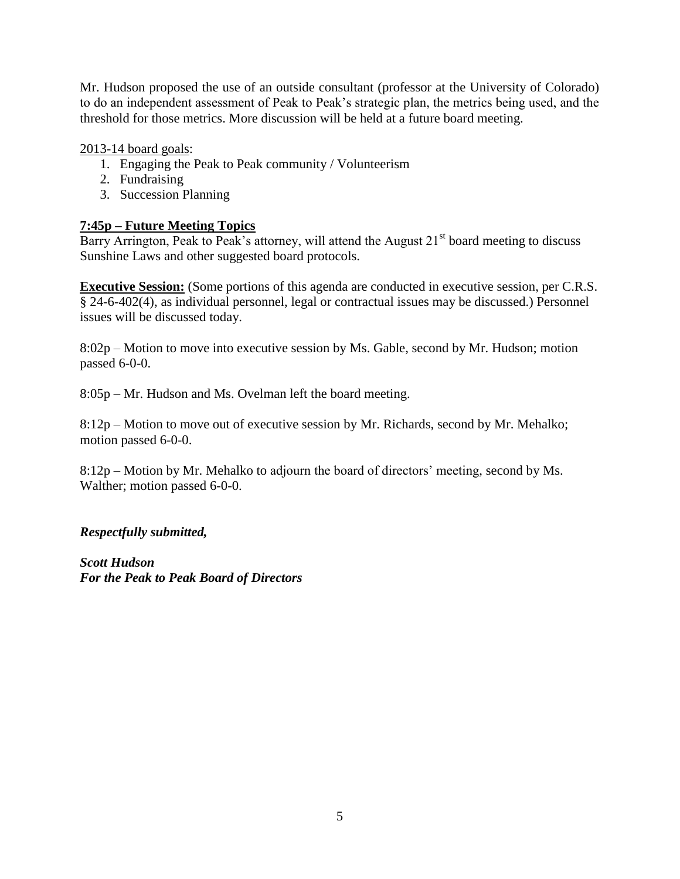Mr. Hudson proposed the use of an outside consultant (professor at the University of Colorado) to do an independent assessment of Peak to Peak's strategic plan, the metrics being used, and the threshold for those metrics. More discussion will be held at a future board meeting.

2013-14 board goals:

1. Engaging the Peak to Peak community / Volunteerism
2. Fundraising
3. Succession Planning

**7:45p – Future Meeting Topics**

Barry Arrington, Peak to Peak's attorney, will attend the August 21st board meeting to discuss Sunshine Laws and other suggested board protocols.

**Executive Session:** (Some portions of this agenda are conducted in executive session, per C.R.S. § 24-6-402(4), as individual personnel, legal or contractual issues may be discussed.) Personnel issues will be discussed today.

8:02p – Motion to move into executive session by Ms. Gable, second by Mr. Hudson; motion passed 6-0-0.

8:05p – Mr. Hudson and Ms. Ovelman left the board meeting.

8:12p – Motion to move out of executive session by Mr. Richards, second by Mr. Mehalko; motion passed 6-0-0.

8:12p – Motion by Mr. Mehalko to adjourn the board of directors' meeting, second by Ms. Walther; motion passed 6-0-0.

***Respectfully submitted,***

***Scott Hudson***
***For the Peak to Peak Board of Directors***